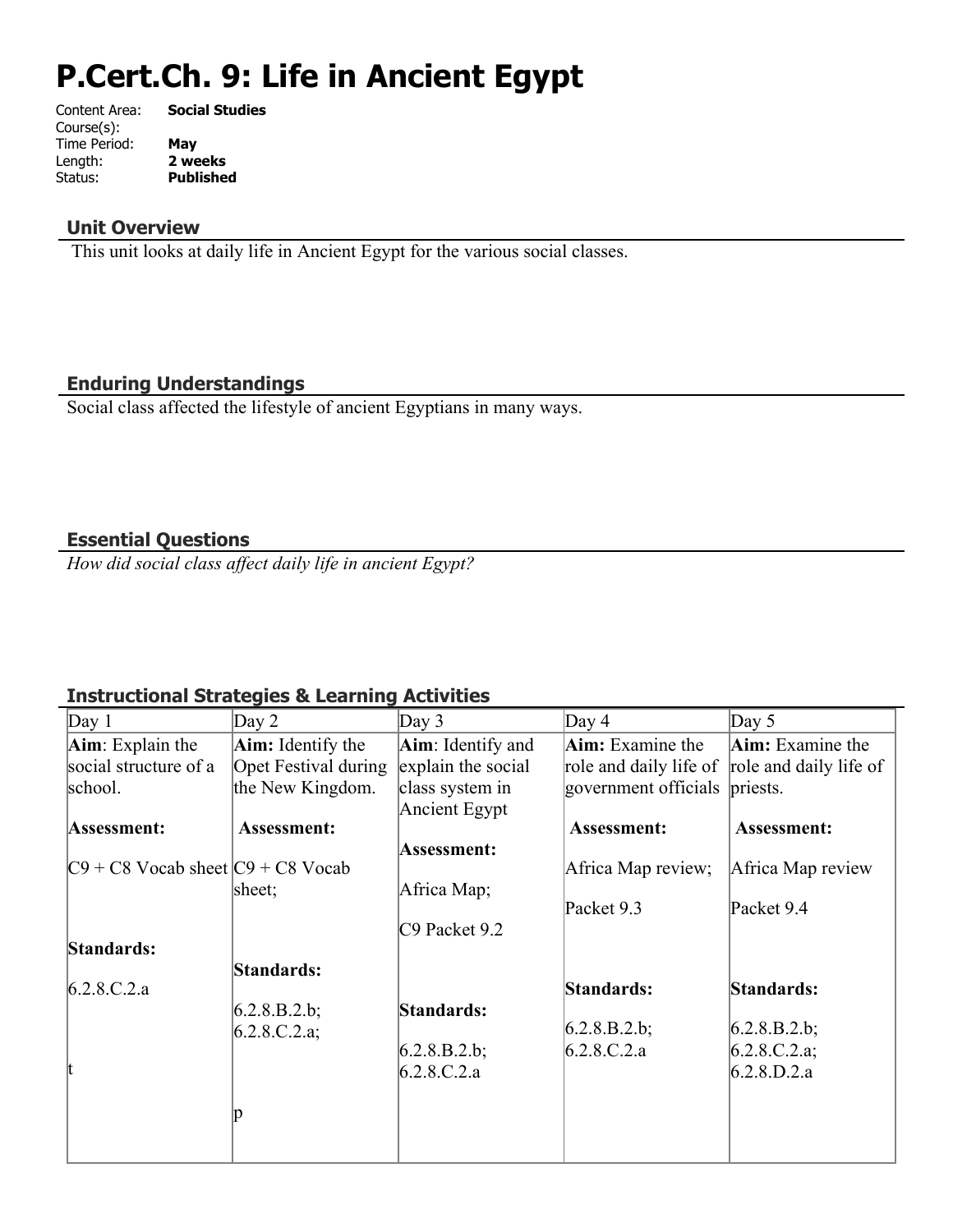# P.Cert.Ch. 9: Life in Ancient Egypt

Content Area: **Social Studies**
Course(s):
Time Period: **May**
Length: **2 weeks**
Status: **Published**

## Unit Overview

This unit looks at daily life in Ancient Egypt for the various social classes.

## Enduring Understandings

Social class affected the lifestyle of ancient Egyptians in many ways.

## Essential Questions

*How did social class affect daily life in ancient Egypt?*

## Instructional Strategies & Learning Activities

| Day 1 | Day 2 | Day 3 | Day 4 | Day 5 |
|---|---|---|---|---|
| **Aim**: Explain the social structure of a school.<br><br>**Assessment:**<br><br>C9 + C8 Vocab sheet<br><br>**Standards:**<br><br>6.2.8.C.2.a<br><br>t | **Aim:** Identify the Opet Festival during the New Kingdom.<br><br>**Assessment:**<br><br>C9 + C8 Vocab sheet;<br><br>**Standards:**<br><br>6.2.8.B.2.b;<br>6.2.8.C.2.a;<br><br>p | **Aim**: Identify and explain the social class system in Ancient Egypt<br><br>**Assessment:**<br><br>Africa Map;<br><br>C9 Packet 9.2<br><br>**Standards:**<br><br>6.2.8.B.2.b;<br>6.2.8.C.2.a | **Aim:** Examine the role and daily life of government officials<br><br>**Assessment:**<br><br>Africa Map review;<br><br>Packet 9.3<br><br>**Standards:**<br><br>6.2.8.B.2.b;<br>6.2.8.C.2.a | **Aim:** Examine the role and daily life of priests.<br><br>**Assessment:**<br><br>Africa Map review<br><br>Packet 9.4<br><br>**Standards:**<br><br>6.2.8.B.2.b;<br>6.2.8.C.2.a;<br>6.2.8.D.2.a |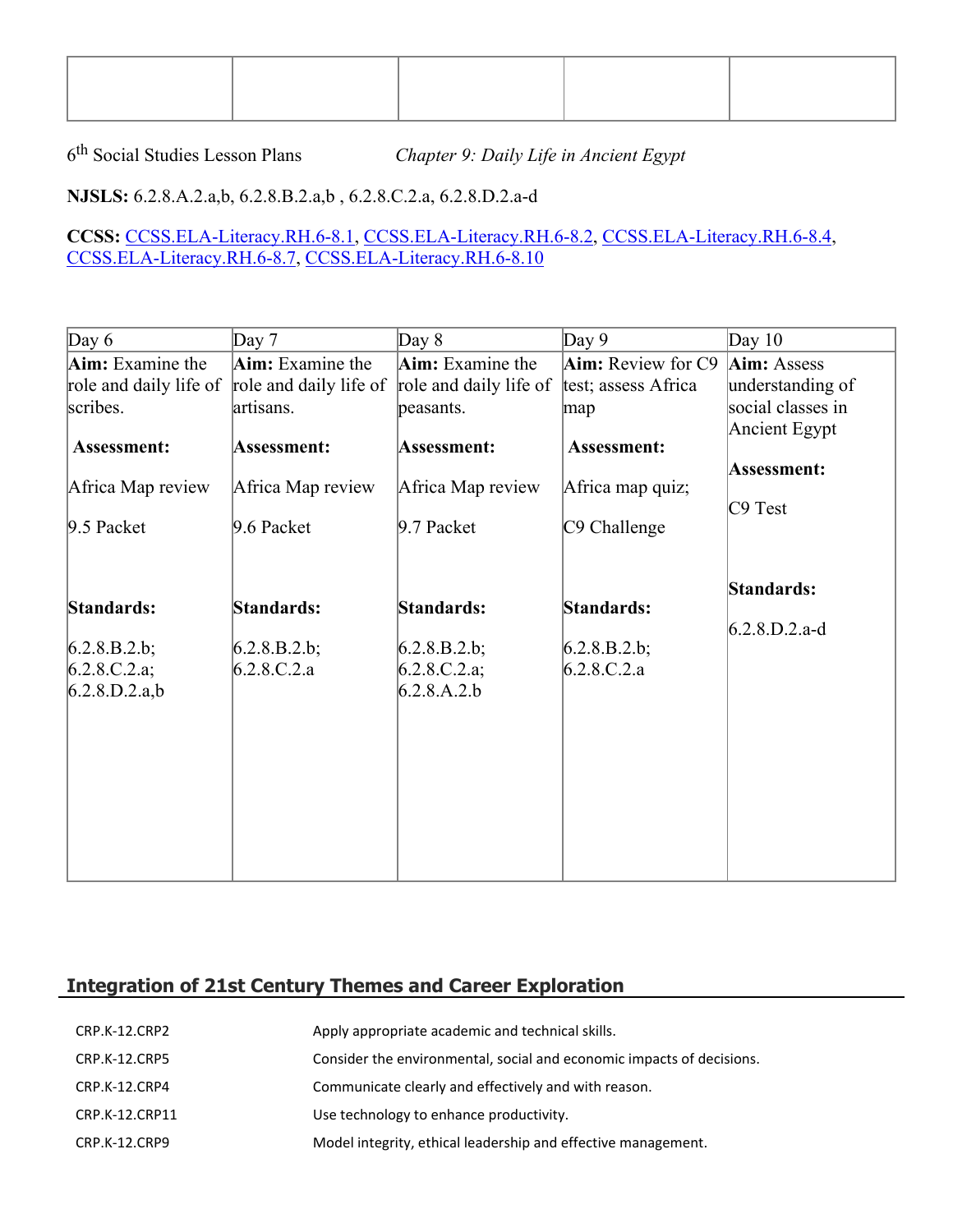| | | | | |
|---|---|---|---|---|
| | | | | |

6th Social Studies Lesson Plans *Chapter 9: Daily Life in Ancient Egypt*

**NJSLS:** 6.2.8.A.2.a,b, 6.2.8.B.2.a,b , 6.2.8.C.2.a, 6.2.8.D.2.a-d

**CCSS:** CCSS.ELA-Literacy.RH.6-8.1, CCSS.ELA-Literacy.RH.6-8.2, CCSS.ELA-Literacy.RH.6-8.4, CCSS.ELA-Literacy.RH.6-8.7, CCSS.ELA-Literacy.RH.6-8.10

| Day 6 | Day 7 | Day 8 | Day 9 | Day 10 |
|---|---|---|---|---|
| **Aim:** Examine the role and daily life of scribes.<br><br>**Assessment:**<br><br>Africa Map review<br><br>9.5 Packet<br><br>**Standards:**<br><br>6.2.8.B.2.b;<br>6.2.8.C.2.a;<br>6.2.8.D.2.a,b | **Aim:** Examine the role and daily life of artisans.<br><br>**Assessment:**<br><br>Africa Map review<br><br>9.6 Packet<br><br>**Standards:**<br><br>6.2.8.B.2.b;<br>6.2.8.C.2.a | **Aim:** Examine the role and daily life of peasants.<br><br>**Assessment:**<br><br>Africa Map review<br><br>9.7 Packet<br><br>**Standards:**<br><br>6.2.8.B.2.b;<br>6.2.8.C.2.a;<br>6.2.8.A.2.b | **Aim:** Review for C9 test; assess Africa map<br><br>**Assessment:**<br><br>Africa map quiz;<br><br>C9 Challenge<br><br>**Standards:**<br><br>6.2.8.B.2.b;<br>6.2.8.C.2.a | **Aim:** Assess understanding of social classes in Ancient Egypt<br><br>**Assessment:**<br><br>C9 Test<br><br>**Standards:**<br><br>6.2.8.D.2.a-d |

## Integration of 21st Century Themes and Career Exploration

| | |
|---|---|
| CRP.K-12.CRP2 | Apply appropriate academic and technical skills. |
| CRP.K-12.CRP5 | Consider the environmental, social and economic impacts of decisions. |
| CRP.K-12.CRP4 | Communicate clearly and effectively and with reason. |
| CRP.K-12.CRP11 | Use technology to enhance productivity. |
| CRP.K-12.CRP9 | Model integrity, ethical leadership and effective management. |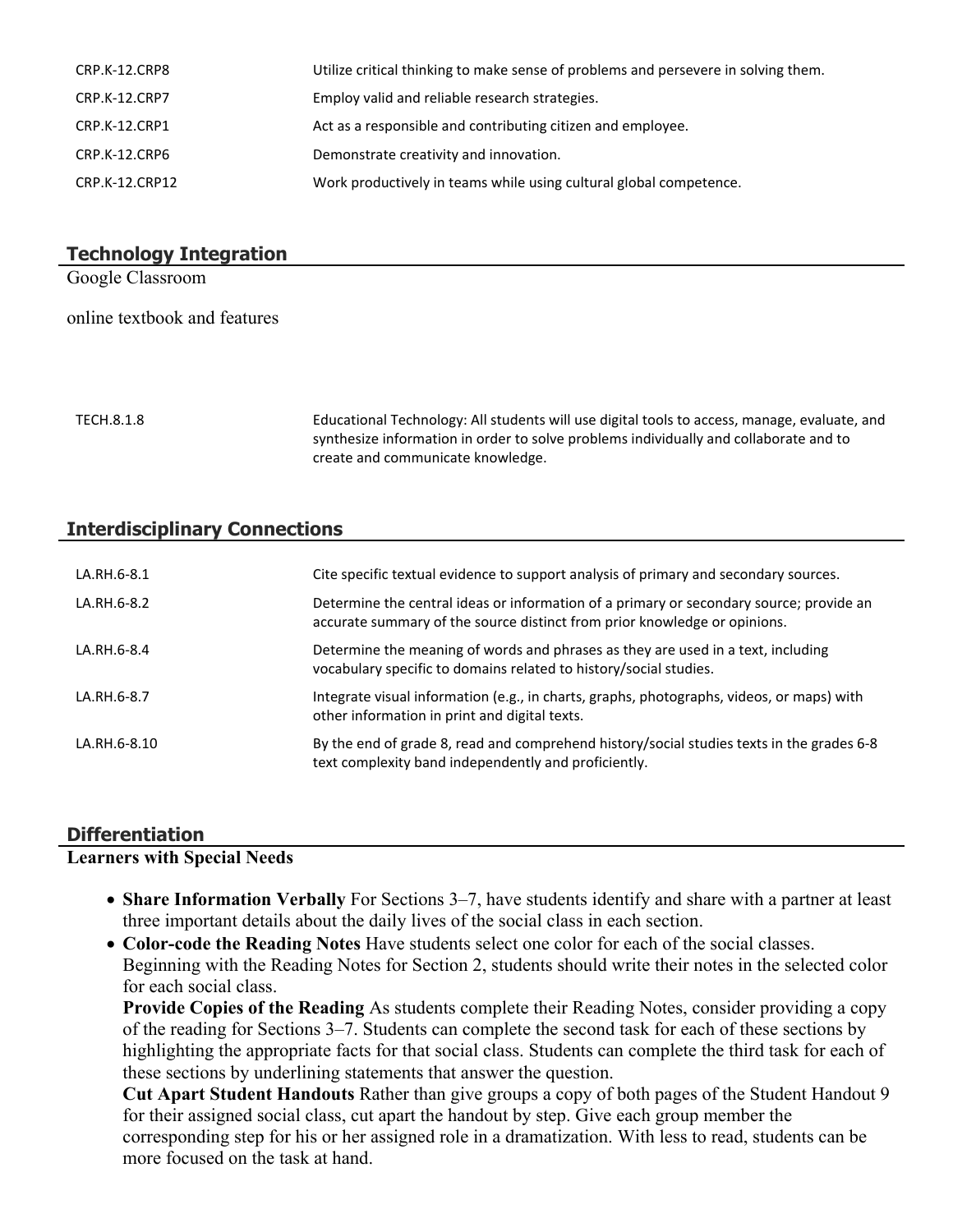| | |
|---|---|
| CRP.K-12.CRP8 | Utilize critical thinking to make sense of problems and persevere in solving them. |
| CRP.K-12.CRP7 | Employ valid and reliable research strategies. |
| CRP.K-12.CRP1 | Act as a responsible and contributing citizen and employee. |
| CRP.K-12.CRP6 | Demonstrate creativity and innovation. |
| CRP.K-12.CRP12 | Work productively in teams while using cultural global competence. |

## Technology Integration

Google Classroom

online textbook and features

| | |
|---|---|
| TECH.8.1.8 | Educational Technology: All students will use digital tools to access, manage, evaluate, and synthesize information in order to solve problems individually and collaborate and to create and communicate knowledge. |

## Interdisciplinary Connections

| | |
|---|---|
| LA.RH.6-8.1 | Cite specific textual evidence to support analysis of primary and secondary sources. |
| LA.RH.6-8.2 | Determine the central ideas or information of a primary or secondary source; provide an accurate summary of the source distinct from prior knowledge or opinions. |
| LA.RH.6-8.4 | Determine the meaning of words and phrases as they are used in a text, including vocabulary specific to domains related to history/social studies. |
| LA.RH.6-8.7 | Integrate visual information (e.g., in charts, graphs, photographs, videos, or maps) with other information in print and digital texts. |
| LA.RH.6-8.10 | By the end of grade 8, read and comprehend history/social studies texts in the grades 6-8 text complexity band independently and proficiently. |

## Differentiation

**Learners with Special Needs**

- **Share Information Verbally** For Sections 3–7, have students identify and share with a partner at least three important details about the daily lives of the social class in each section.
- **Color-code the Reading Notes** Have students select one color for each of the social classes. Beginning with the Reading Notes for Section 2, students should write their notes in the selected color for each social class.
  **Provide Copies of the Reading** As students complete their Reading Notes, consider providing a copy of the reading for Sections 3–7. Students can complete the second task for each of these sections by highlighting the appropriate facts for that social class. Students can complete the third task for each of these sections by underlining statements that answer the question.
  **Cut Apart Student Handouts** Rather than give groups a copy of both pages of the Student Handout 9 for their assigned social class, cut apart the handout by step. Give each group member the corresponding step for his or her assigned role in a dramatization. With less to read, students can be more focused on the task at hand.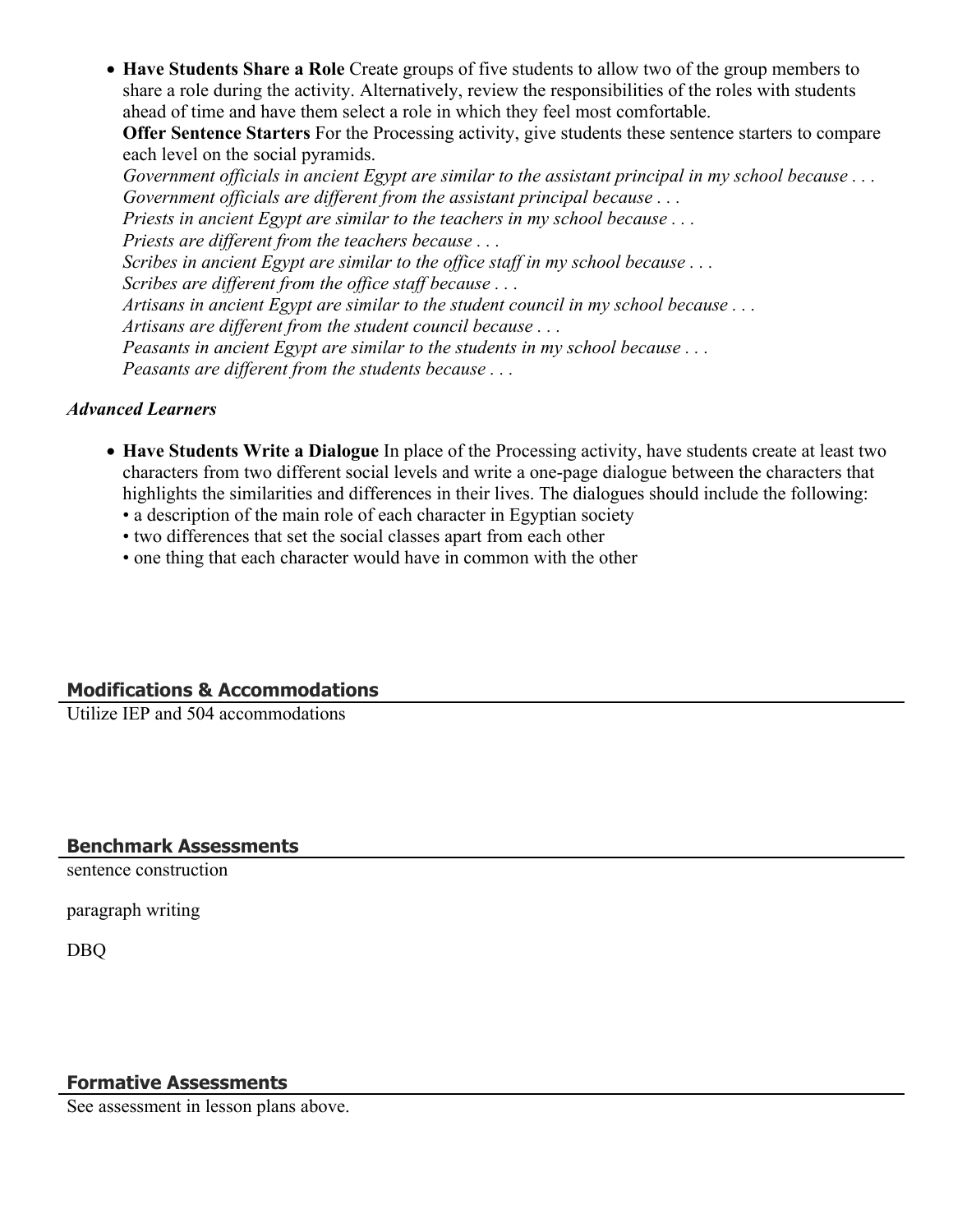- **Have Students Share a Role** Create groups of five students to allow two of the group members to share a role during the activity. Alternatively, review the responsibilities of the roles with students ahead of time and have them select a role in which they feel most comfortable.
  **Offer Sentence Starters** For the Processing activity, give students these sentence starters to compare each level on the social pyramids.
  *Government officials in ancient Egypt are similar to the assistant principal in my school because . . .*
  *Government officials are different from the assistant principal because . . .*
  *Priests in ancient Egypt are similar to the teachers in my school because . . .*
  *Priests are different from the teachers because . . .*
  *Scribes in ancient Egypt are similar to the office staff in my school because . . .*
  *Scribes are different from the office staff because . . .*
  *Artisans in ancient Egypt are similar to the student council in my school because . . .*
  *Artisans are different from the student council because . . .*
  *Peasants in ancient Egypt are similar to the students in my school because . . .*
  *Peasants are different from the students because . . .*

***Advanced Learners***

- **Have Students Write a Dialogue** In place of the Processing activity, have students create at least two characters from two different social levels and write a one-page dialogue between the characters that highlights the similarities and differences in their lives. The dialogues should include the following:
  - a description of the main role of each character in Egyptian society
  - two differences that set the social classes apart from each other
  - one thing that each character would have in common with the other

## Modifications & Accommodations

Utilize IEP and 504 accommodations

## Benchmark Assessments

sentence construction

paragraph writing

DBQ

## Formative Assessments

See assessment in lesson plans above.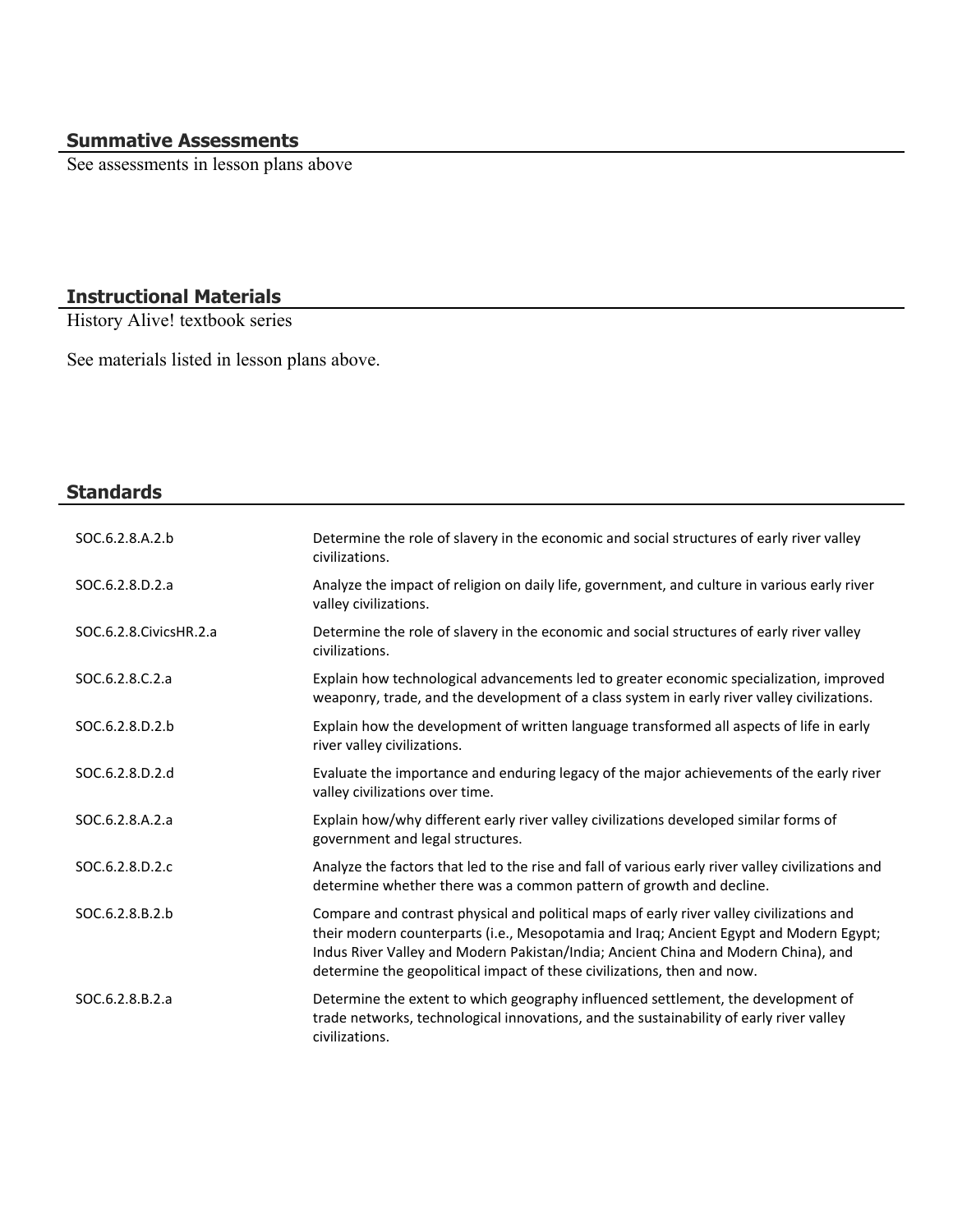## Summative Assessments

See assessments in lesson plans above

## Instructional Materials

History Alive! textbook series

See materials listed in lesson plans above.

## Standards

| | |
|---|---|
| SOC.6.2.8.A.2.b | Determine the role of slavery in the economic and social structures of early river valley civilizations. |
| SOC.6.2.8.D.2.a | Analyze the impact of religion on daily life, government, and culture in various early river valley civilizations. |
| SOC.6.2.8.CivicsHR.2.a | Determine the role of slavery in the economic and social structures of early river valley civilizations. |
| SOC.6.2.8.C.2.a | Explain how technological advancements led to greater economic specialization, improved weaponry, trade, and the development of a class system in early river valley civilizations. |
| SOC.6.2.8.D.2.b | Explain how the development of written language transformed all aspects of life in early river valley civilizations. |
| SOC.6.2.8.D.2.d | Evaluate the importance and enduring legacy of the major achievements of the early river valley civilizations over time. |
| SOC.6.2.8.A.2.a | Explain how/why different early river valley civilizations developed similar forms of government and legal structures. |
| SOC.6.2.8.D.2.c | Analyze the factors that led to the rise and fall of various early river valley civilizations and determine whether there was a common pattern of growth and decline. |
| SOC.6.2.8.B.2.b | Compare and contrast physical and political maps of early river valley civilizations and their modern counterparts (i.e., Mesopotamia and Iraq; Ancient Egypt and Modern Egypt; Indus River Valley and Modern Pakistan/India; Ancient China and Modern China), and determine the geopolitical impact of these civilizations, then and now. |
| SOC.6.2.8.B.2.a | Determine the extent to which geography influenced settlement, the development of trade networks, technological innovations, and the sustainability of early river valley civilizations. |